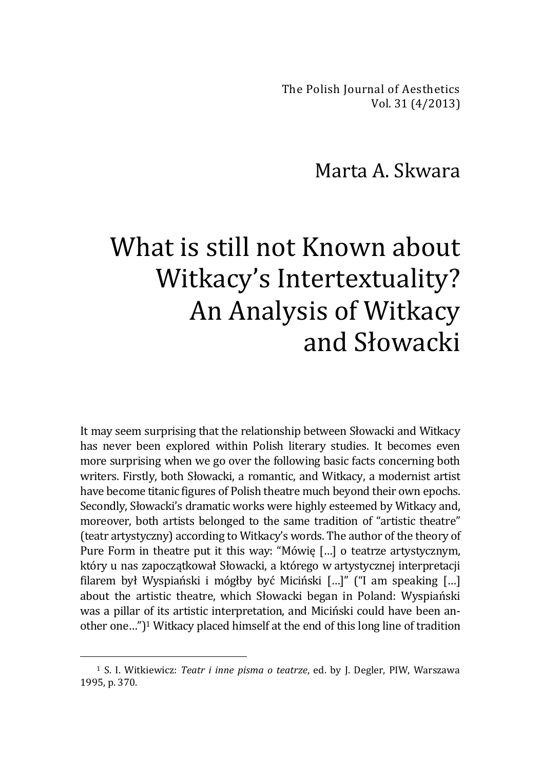The Polish Journal of Aesthetics
Vol. 31 (4/2013)

Marta A. Skwara

# What is still not Known about Witkacy's Intertextuality? An Analysis of Witkacy and Słowacki

It may seem surprising that the relationship between Słowacki and Witkacy has never been explored within Polish literary studies. It becomes even more surprising when we go over the following basic facts concerning both writers. Firstly, both Słowacki, a romantic, and Witkacy, a modernist artist have become titanic figures of Polish theatre much beyond their own epochs. Secondly, Słowacki's dramatic works were highly esteemed by Witkacy and, moreover, both artists belonged to the same tradition of "artistic theatre" (teatr artystyczny) according to Witkacy's words. The author of the theory of Pure Form in theatre put it this way: "Mówię […] o teatrze artystycznym, który u nas zapoczątkował Słowacki, a którego w artystycznej interpretacji filarem był Wyspiański i mógłby być Miciński […]" ("I am speaking […] about the artistic theatre, which Słowacki began in Poland: Wyspiański was a pillar of its artistic interpretation, and Miciński could have been another one…")[1] Witkacy placed himself at the end of this long line of tradition

---

[1] S. I. Witkiewicz: *Teatr i inne pisma o teatrze*, ed. by J. Degler, PIW, Warszawa 1995, p. 370.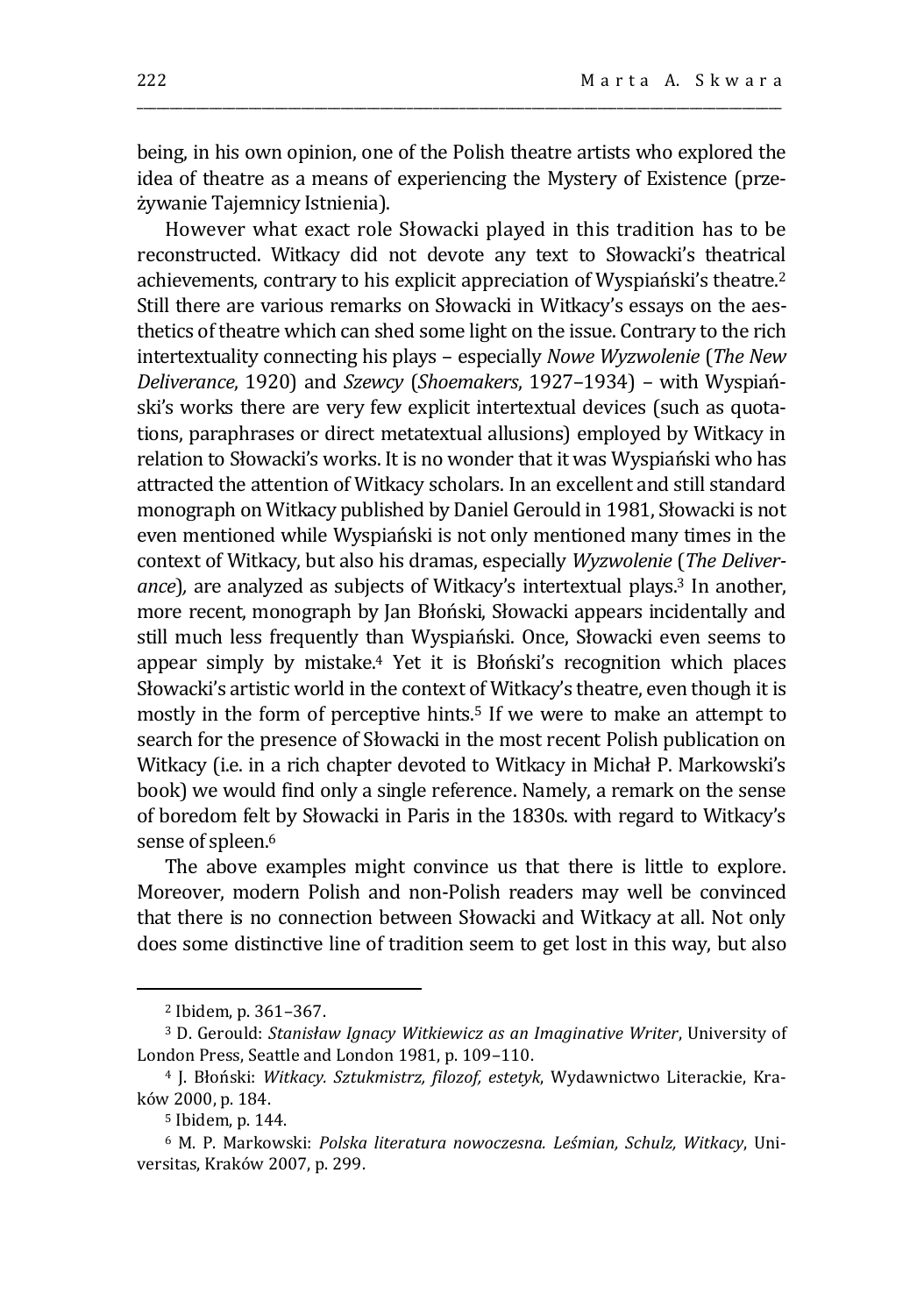being, in his own opinion, one of the Polish theatre artists who explored the idea of theatre as a means of experiencing the Mystery of Existence (przeżywanie Tajemnicy Istnienia).

However what exact role Słowacki played in this tradition has to be reconstructed. Witkacy did not devote any text to Słowacki's theatrical achievements, contrary to his explicit appreciation of Wyspiański's theatre.[2] Still there are various remarks on Słowacki in Witkacy's essays on the aesthetics of theatre which can shed some light on the issue. Contrary to the rich intertextuality connecting his plays – especially *Nowe Wyzwolenie* (*The New Deliverance*, 1920) and *Szewcy* (*Shoemakers*, 1927–1934) – with Wyspiański's works there are very few explicit intertextual devices (such as quotations, paraphrases or direct metatextual allusions) employed by Witkacy in relation to Słowacki's works. It is no wonder that it was Wyspiański who has attracted the attention of Witkacy scholars. In an excellent and still standard monograph on Witkacy published by Daniel Gerould in 1981, Słowacki is not even mentioned while Wyspiański is not only mentioned many times in the context of Witkacy, but also his dramas, especially *Wyzwolenie* (*The Deliverance*), are analyzed as subjects of Witkacy's intertextual plays.[3] In another, more recent, monograph by Jan Błoński, Słowacki appears incidentally and still much less frequently than Wyspiański. Once, Słowacki even seems to appear simply by mistake.[4] Yet it is Błoński's recognition which places Słowacki's artistic world in the context of Witkacy's theatre, even though it is mostly in the form of perceptive hints.[5] If we were to make an attempt to search for the presence of Słowacki in the most recent Polish publication on Witkacy (i.e. in a rich chapter devoted to Witkacy in Michał P. Markowski's book) we would find only a single reference. Namely, a remark on the sense of boredom felt by Słowacki in Paris in the 1830s. with regard to Witkacy's sense of spleen.[6]

The above examples might convince us that there is little to explore. Moreover, modern Polish and non-Polish readers may well be convinced that there is no connection between Słowacki and Witkacy at all. Not only does some distinctive line of tradition seem to get lost in this way, but also

---

[2] Ibidem, p. 361–367.

[3] D. Gerould: *Stanisław Ignacy Witkiewicz as an Imaginative Writer*, University of London Press, Seattle and London 1981, p. 109–110.

[4] J. Błoński: *Witkacy. Sztukmistrz, filozof, estetyk*, Wydawnictwo Literackie, Kraków 2000, p. 184.

[5] Ibidem, p. 144.

[6] M. P. Markowski: *Polska literatura nowoczesna. Leśmian, Schulz, Witkacy*, Universitas, Kraków 2007, p. 299.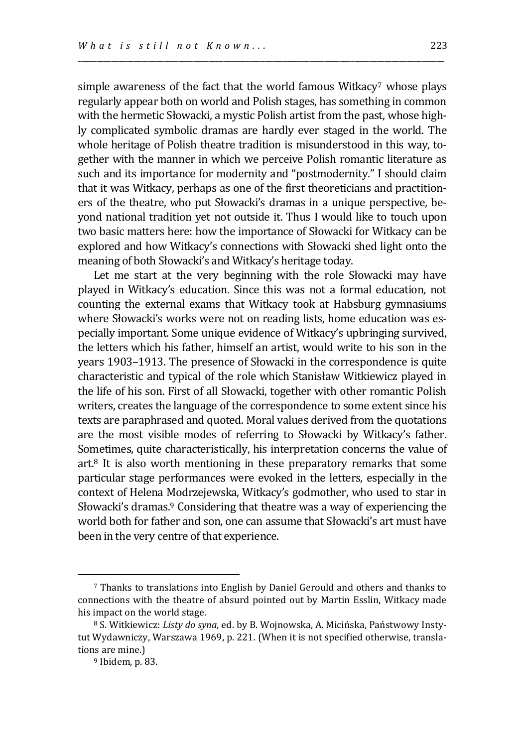simple awareness of the fact that the world famous Witkacy[7] whose plays regularly appear both on world and Polish stages, has something in common with the hermetic Słowacki, a mystic Polish artist from the past, whose highly complicated symbolic dramas are hardly ever staged in the world. The whole heritage of Polish theatre tradition is misunderstood in this way, together with the manner in which we perceive Polish romantic literature as such and its importance for modernity and "postmodernity." I should claim that it was Witkacy, perhaps as one of the first theoreticians and practitioners of the theatre, who put Słowacki's dramas in a unique perspective, beyond national tradition yet not outside it. Thus I would like to touch upon two basic matters here: how the importance of Słowacki for Witkacy can be explored and how Witkacy's connections with Słowacki shed light onto the meaning of both Słowacki's and Witkacy's heritage today.

Let me start at the very beginning with the role Słowacki may have played in Witkacy's education. Since this was not a formal education, not counting the external exams that Witkacy took at Habsburg gymnasiums where Słowacki's works were not on reading lists, home education was especially important. Some unique evidence of Witkacy's upbringing survived, the letters which his father, himself an artist, would write to his son in the years 1903–1913. The presence of Słowacki in the correspondence is quite characteristic and typical of the role which Stanisław Witkiewicz played in the life of his son. First of all Słowacki, together with other romantic Polish writers, creates the language of the correspondence to some extent since his texts are paraphrased and quoted. Moral values derived from the quotations are the most visible modes of referring to Słowacki by Witkacy's father. Sometimes, quite characteristically, his interpretation concerns the value of art.[8] It is also worth mentioning in these preparatory remarks that some particular stage performances were evoked in the letters, especially in the context of Helena Modrzejewska, Witkacy's godmother, who used to star in Słowacki's dramas.[9] Considering that theatre was a way of experiencing the world both for father and son, one can assume that Słowacki's art must have been in the very centre of that experience.

---

[7] Thanks to translations into English by Daniel Gerould and others and thanks to connections with the theatre of absurd pointed out by Martin Esslin, Witkacy made his impact on the world stage.

[8] S. Witkiewicz: *Listy do syna*, ed. by B. Wojnowska, A. Micińska, Państwowy Instytut Wydawniczy, Warszawa 1969, p. 221. (When it is not specified otherwise, translations are mine.)

[9] Ibidem, p. 83.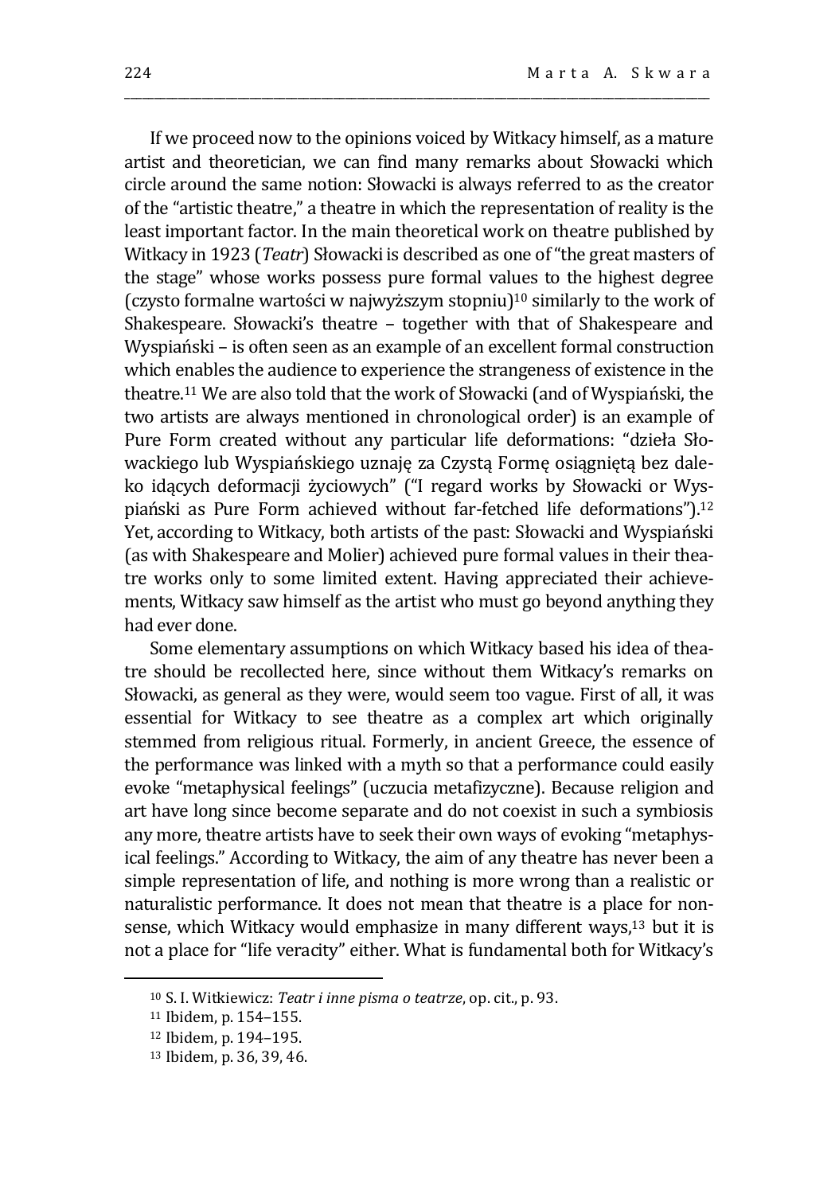If we proceed now to the opinions voiced by Witkacy himself, as a mature artist and theoretician, we can find many remarks about Słowacki which circle around the same notion: Słowacki is always referred to as the creator of the "artistic theatre," a theatre in which the representation of reality is the least important factor. In the main theoretical work on theatre published by Witkacy in 1923 (*Teatr*) Słowacki is described as one of "the great masters of the stage" whose works possess pure formal values to the highest degree (czysto formalne wartości w najwyższym stopniu)[10] similarly to the work of Shakespeare. Słowacki's theatre – together with that of Shakespeare and Wyspiański – is often seen as an example of an excellent formal construction which enables the audience to experience the strangeness of existence in the theatre.[11] We are also told that the work of Słowacki (and of Wyspiański, the two artists are always mentioned in chronological order) is an example of Pure Form created without any particular life deformations: "dzieła Słowackiego lub Wyspiańskiego uznaję za Czystą Formę osiągniętą bez daleko idących deformacji życiowych" ("I regard works by Słowacki or Wyspiański as Pure Form achieved without far-fetched life deformations").[12] Yet, according to Witkacy, both artists of the past: Słowacki and Wyspiański (as with Shakespeare and Molier) achieved pure formal values in their theatre works only to some limited extent. Having appreciated their achievements, Witkacy saw himself as the artist who must go beyond anything they had ever done.

Some elementary assumptions on which Witkacy based his idea of theatre should be recollected here, since without them Witkacy's remarks on Słowacki, as general as they were, would seem too vague. First of all, it was essential for Witkacy to see theatre as a complex art which originally stemmed from religious ritual. Formerly, in ancient Greece, the essence of the performance was linked with a myth so that a performance could easily evoke "metaphysical feelings" (uczucia metafizyczne). Because religion and art have long since become separate and do not coexist in such a symbiosis any more, theatre artists have to seek their own ways of evoking "metaphysical feelings." According to Witkacy, the aim of any theatre has never been a simple representation of life, and nothing is more wrong than a realistic or naturalistic performance. It does not mean that theatre is a place for nonsense, which Witkacy would emphasize in many different ways,[13] but it is not a place for "life veracity" either. What is fundamental both for Witkacy's

---

[10] S. I. Witkiewicz: *Teatr i inne pisma o teatrze*, op. cit., p. 93.

[11] Ibidem, p. 154–155.

[12] Ibidem, p. 194–195.

[13] Ibidem, p. 36, 39, 46.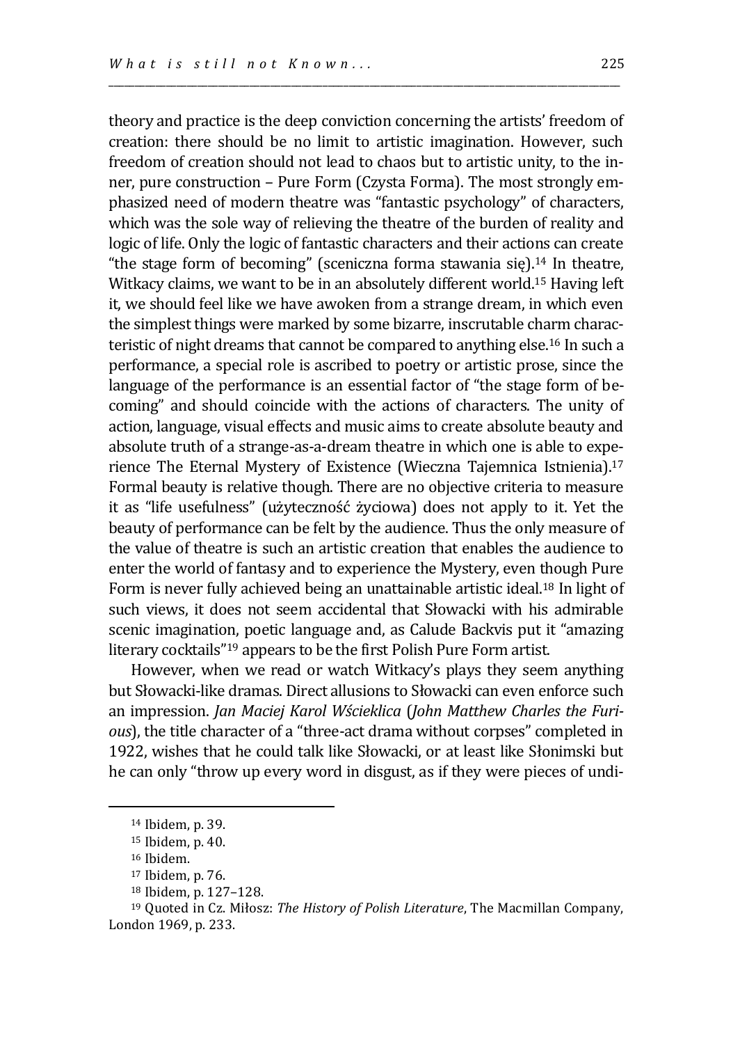theory and practice is the deep conviction concerning the artists' freedom of creation: there should be no limit to artistic imagination. However, such freedom of creation should not lead to chaos but to artistic unity, to the inner, pure construction – Pure Form (Czysta Forma). The most strongly emphasized need of modern theatre was "fantastic psychology" of characters, which was the sole way of relieving the theatre of the burden of reality and logic of life. Only the logic of fantastic characters and their actions can create "the stage form of becoming" (sceniczna forma stawania się).[14] In theatre, Witkacy claims, we want to be in an absolutely different world.[15] Having left it, we should feel like we have awoken from a strange dream, in which even the simplest things were marked by some bizarre, inscrutable charm characteristic of night dreams that cannot be compared to anything else.[16] In such a performance, a special role is ascribed to poetry or artistic prose, since the language of the performance is an essential factor of "the stage form of becoming" and should coincide with the actions of characters. The unity of action, language, visual effects and music aims to create absolute beauty and absolute truth of a strange-as-a-dream theatre in which one is able to experience The Eternal Mystery of Existence (Wieczna Tajemnica Istnienia).[17] Formal beauty is relative though. There are no objective criteria to measure it as "life usefulness" (użyteczność życiowa) does not apply to it. Yet the beauty of performance can be felt by the audience. Thus the only measure of the value of theatre is such an artistic creation that enables the audience to enter the world of fantasy and to experience the Mystery, even though Pure Form is never fully achieved being an unattainable artistic ideal.[18] In light of such views, it does not seem accidental that Słowacki with his admirable scenic imagination, poetic language and, as Calude Backvis put it "amazing literary cocktails"[19] appears to be the first Polish Pure Form artist.

However, when we read or watch Witkacy's plays they seem anything but Słowacki-like dramas. Direct allusions to Słowacki can even enforce such an impression. *Jan Maciej Karol Wścieklica* (*John Matthew Charles the Furious*), the title character of a "three-act drama without corpses" completed in 1922, wishes that he could talk like Słowacki, or at least like Słonimski but he can only "throw up every word in disgust, as if they were pieces of undi-

---

[14] Ibidem, p. 39.

[15] Ibidem, p. 40.

[16] Ibidem.

[17] Ibidem, p. 76.

[18] Ibidem, p. 127–128.

[19] Quoted in Cz. Miłosz: *The History of Polish Literature*, The Macmillan Company, London 1969, p. 233.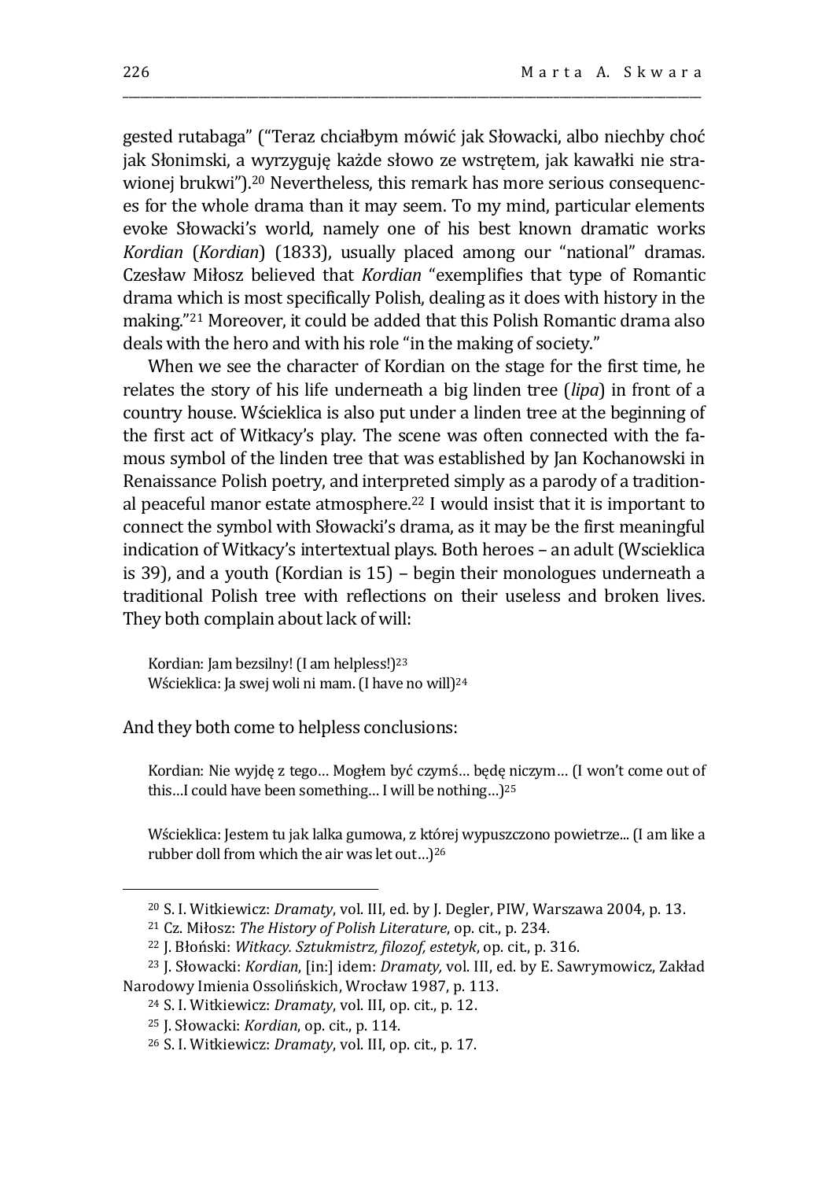gested rutabaga" ("Teraz chciałbym mówić jak Słowacki, albo niechby choć jak Słonimski, a wyrzyguję każde słowo ze wstrętem, jak kawałki nie strawionej brukwi").[20] Nevertheless, this remark has more serious consequences for the whole drama than it may seem. To my mind, particular elements evoke Słowacki's world, namely one of his best known dramatic works *Kordian* (*Kordian*) (1833), usually placed among our "national" dramas. Czesław Miłosz believed that *Kordian* "exemplifies that type of Romantic drama which is most specifically Polish, dealing as it does with history in the making."[21] Moreover, it could be added that this Polish Romantic drama also deals with the hero and with his role "in the making of society."

When we see the character of Kordian on the stage for the first time, he relates the story of his life underneath a big linden tree (*lipa*) in front of a country house. Wścieklica is also put under a linden tree at the beginning of the first act of Witkacy's play. The scene was often connected with the famous symbol of the linden tree that was established by Jan Kochanowski in Renaissance Polish poetry, and interpreted simply as a parody of a traditional peaceful manor estate atmosphere.[22] I would insist that it is important to connect the symbol with Słowacki's drama, as it may be the first meaningful indication of Witkacy's intertextual plays. Both heroes – an adult (Wscieklica is 39), and a youth (Kordian is 15) – begin their monologues underneath a traditional Polish tree with reflections on their useless and broken lives. They both complain about lack of will:

> Kordian: Jam bezsilny! (I am helpless!)[23]
> Wścieklica: Ja swej woli ni mam. (I have no will)[24]

And they both come to helpless conclusions:

> Kordian: Nie wyjdę z tego… Mogłem być czymś… będę niczym… (I won't come out of this…I could have been something… I will be nothing…)[25]
>
> Wścieklica: Jestem tu jak lalka gumowa, z której wypuszczono powietrze... (I am like a rubber doll from which the air was let out…)[26]

---

[20] S. I. Witkiewicz: *Dramaty*, vol. III, ed. by J. Degler, PIW, Warszawa 2004, p. 13.

[21] Cz. Miłosz: *The History of Polish Literature*, op. cit., p. 234.

[22] J. Błoński: *Witkacy. Sztukmistrz, filozof, estetyk*, op. cit., p. 316.

[23] J. Słowacki: *Kordian*, [in:] idem: *Dramaty*, vol. III, ed. by E. Sawrymowicz, Zakład Narodowy Imienia Ossolińskich, Wrocław 1987, p. 113.

[24] S. I. Witkiewicz: *Dramaty*, vol. III, op. cit., p. 12.

[25] J. Słowacki: *Kordian*, op. cit., p. 114.

[26] S. I. Witkiewicz: *Dramaty*, vol. III, op. cit., p. 17.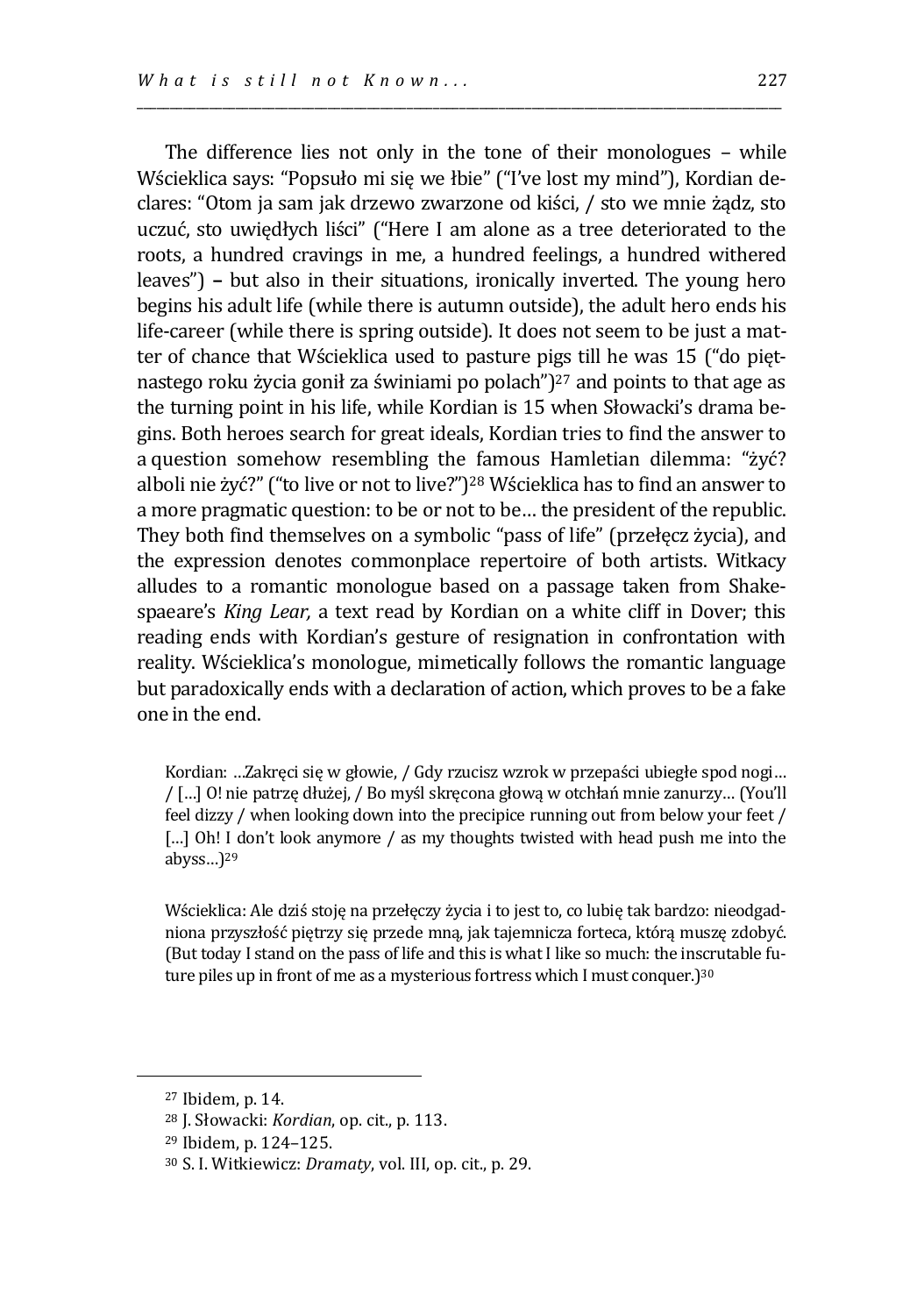The difference lies not only in the tone of their monologues – while Wścieklica says: "Popsuło mi się we łbie" ("I've lost my mind"), Kordian declares: "Otom ja sam jak drzewo zwarzone od kiści, / sto we mnie żądz, sto uczuć, sto uwiędłych liści" ("Here I am alone as a tree deteriorated to the roots, a hundred cravings in me, a hundred feelings, a hundred withered leaves") **–** but also in their situations, ironically inverted. The young hero begins his adult life (while there is autumn outside), the adult hero ends his life-career (while there is spring outside). It does not seem to be just a matter of chance that Wścieklica used to pasture pigs till he was 15 ("do piętnastego roku życia gonił za świniami po polach")[27] and points to that age as the turning point in his life, while Kordian is 15 when Słowacki's drama begins. Both heroes search for great ideals, Kordian tries to find the answer to a question somehow resembling the famous Hamletian dilemma: "żyć? alboli nie żyć?" ("to live or not to live?")[28] Wścieklica has to find an answer to a more pragmatic question: to be or not to be… the president of the republic. They both find themselves on a symbolic "pass of life" (przełęcz życia), and the expression denotes commonplace repertoire of both artists. Witkacy alludes to a romantic monologue based on a passage taken from Shakespaeare's *King Lear,* a text read by Kordian on a white cliff in Dover; this reading ends with Kordian's gesture of resignation in confrontation with reality. Wścieklica's monologue, mimetically follows the romantic language but paradoxically ends with a declaration of action, which proves to be a fake one in the end.

> Kordian: …Zakręci się w głowie, / Gdy rzucisz wzrok w przepaści ubiegłe spod nogi… / […] O! nie patrzę dłużej, / Bo myśl skręcona głową w otchłań mnie zanurzy… (You'll feel dizzy / when looking down into the precipice running out from below your feet / […] Oh! I don't look anymore / as my thoughts twisted with head push me into the abyss…)[29]

> Wścieklica: Ale dziś stoję na przełęczy życia i to jest to, co lubię tak bardzo: nieodgadniona przyszłość piętrzy się przede mną, jak tajemnicza forteca, którą muszę zdobyć. (But today I stand on the pass of life and this is what I like so much: the inscrutable future piles up in front of me as a mysterious fortress which I must conquer.)[30]

---

[27] Ibidem, p. 14.

[28] J. Słowacki: *Kordian*, op. cit., p. 113.

[29] Ibidem, p. 124–125.

[30] S. I. Witkiewicz: *Dramaty*, vol. III, op. cit., p. 29.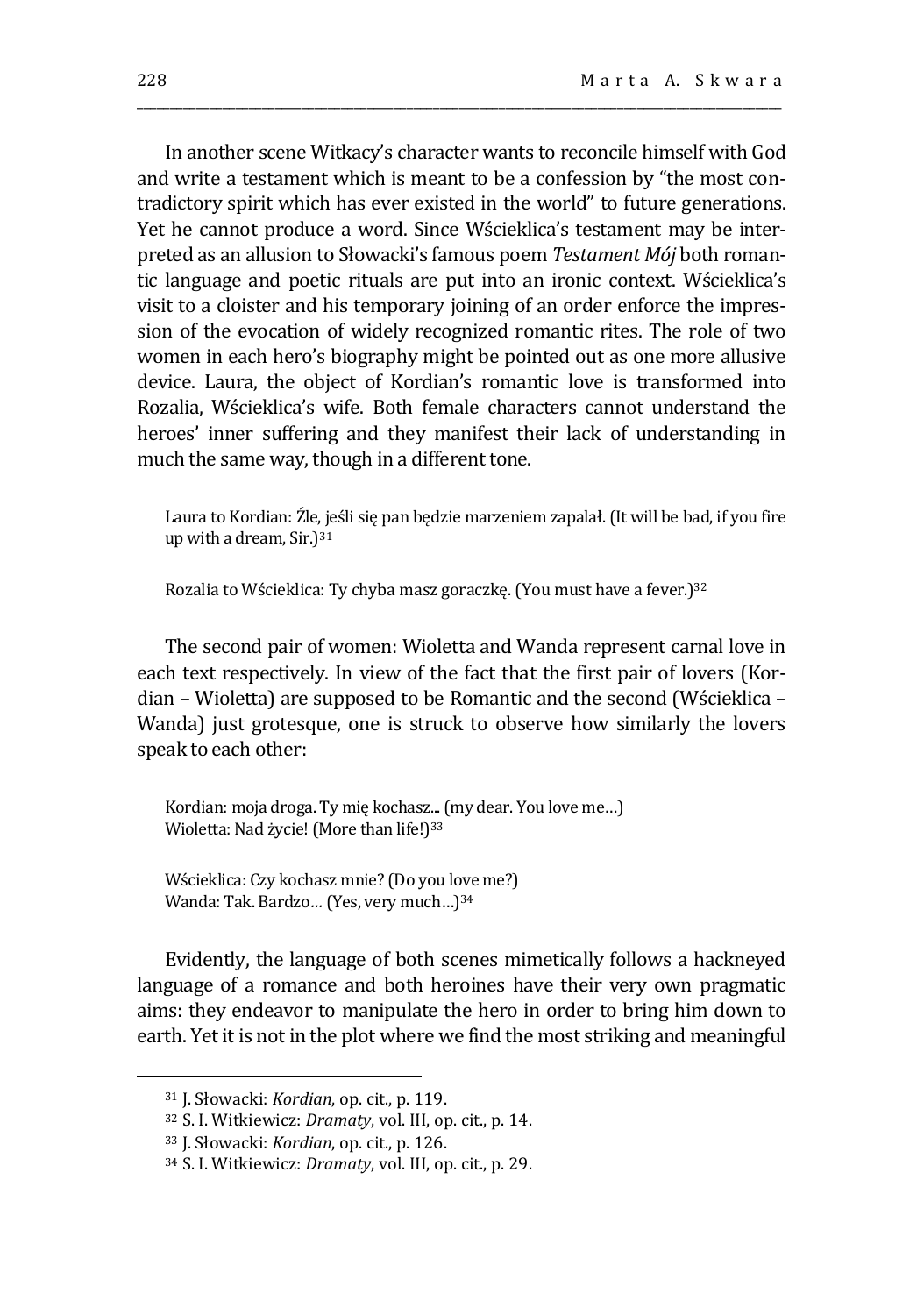In another scene Witkacy's character wants to reconcile himself with God and write a testament which is meant to be a confession by "the most contradictory spirit which has ever existed in the world" to future generations. Yet he cannot produce a word. Since Wścieklica's testament may be interpreted as an allusion to Słowacki's famous poem *Testament Mój* both romantic language and poetic rituals are put into an ironic context. Wścieklica's visit to a cloister and his temporary joining of an order enforce the impression of the evocation of widely recognized romantic rites. The role of two women in each hero's biography might be pointed out as one more allusive device. Laura, the object of Kordian's romantic love is transformed into Rozalia, Wścieklica's wife. Both female characters cannot understand the heroes' inner suffering and they manifest their lack of understanding in much the same way, though in a different tone.

> Laura to Kordian: Źle, jeśli się pan będzie marzeniem zapalał. (It will be bad, if you fire up with a dream, Sir.)[31]

> Rozalia to Wścieklica: Ty chyba masz goraczkę. (You must have a fever.)[32]

The second pair of women: Wioletta and Wanda represent carnal love in each text respectively. In view of the fact that the first pair of lovers (Kordian – Wioletta) are supposed to be Romantic and the second (Wścieklica – Wanda) just grotesque, one is struck to observe how similarly the lovers speak to each other:

> Kordian: moja droga. Ty mię kochasz... (my dear. You love me…)
> Wioletta: Nad życie! (More than life!)[33]

> Wścieklica: Czy kochasz mnie? (Do you love me?)
> Wanda: Tak. Bardzo… (Yes, very much…)[34]

Evidently, the language of both scenes mimetically follows a hackneyed language of a romance and both heroines have their very own pragmatic aims: they endeavor to manipulate the hero in order to bring him down to earth. Yet it is not in the plot where we find the most striking and meaningful

---

[31] J. Słowacki: *Kordian*, op. cit., p. 119.

[32] S. I. Witkiewicz: *Dramaty*, vol. III, op. cit., p. 14.

[33] J. Słowacki: *Kordian*, op. cit., p. 126.

[34] S. I. Witkiewicz: *Dramaty*, vol. III, op. cit., p. 29.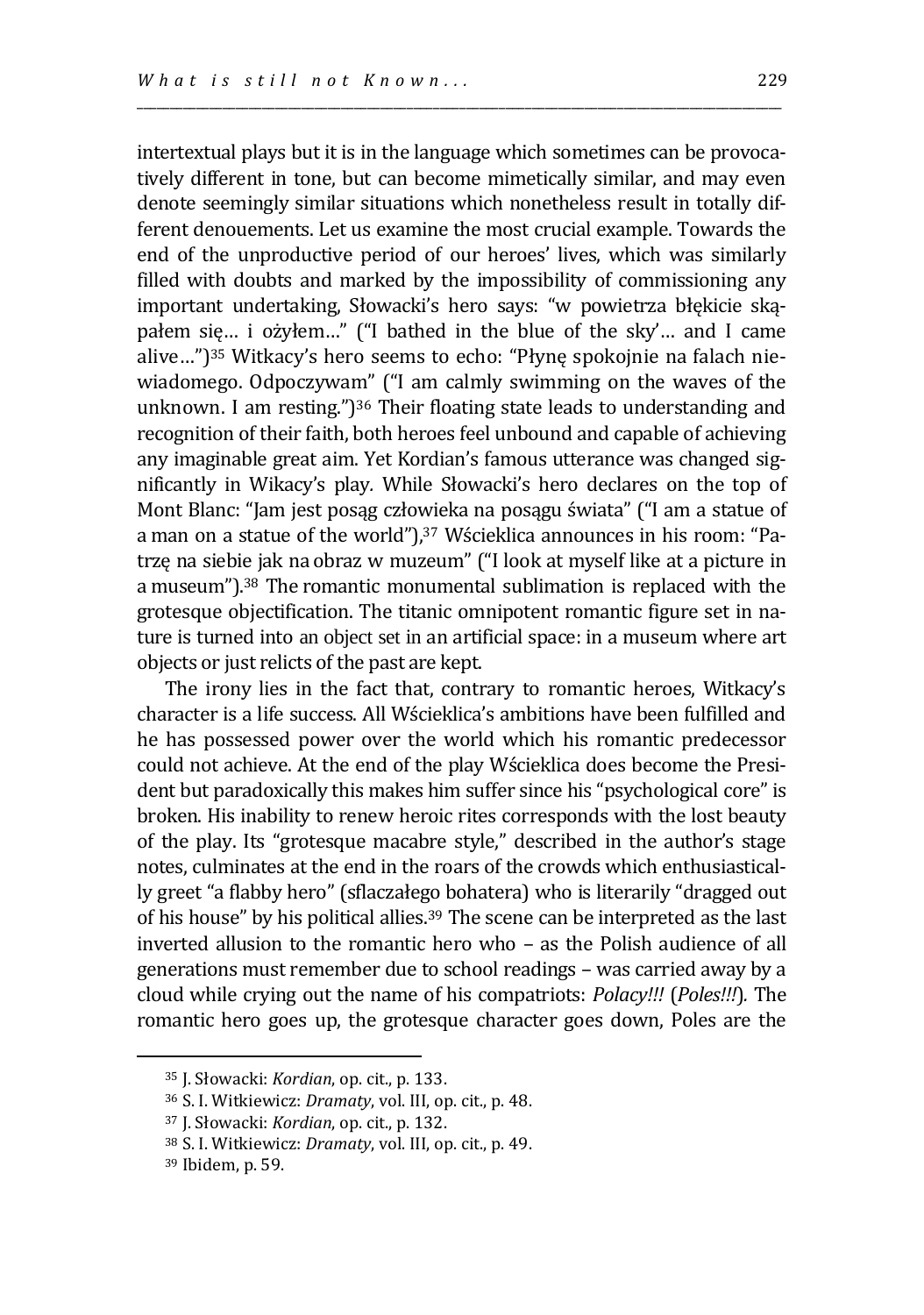intertextual plays but it is in the language which sometimes can be provocatively different in tone, but can become mimetically similar, and may even denote seemingly similar situations which nonetheless result in totally different denouements. Let us examine the most crucial example. Towards the end of the unproductive period of our heroes' lives, which was similarly filled with doubts and marked by the impossibility of commissioning any important undertaking, Słowacki's hero says: "w powietrza błękicie skąpałem się… i ożyłem…" ("I bathed in the blue of the sky'… and I came alive…")[35] Witkacy's hero seems to echo: "Płynę spokojnie na falach niewiadomego. Odpoczywam" ("I am calmly swimming on the waves of the unknown. I am resting.")[36] Their floating state leads to understanding and recognition of their faith, both heroes feel unbound and capable of achieving any imaginable great aim. Yet Kordian's famous utterance was changed significantly in Wikacy's play. While Słowacki's hero declares on the top of Mont Blanc: "Jam jest posąg człowieka na posągu świata" ("I am a statue of a man on a statue of the world"),[37] Wścieklica announces in his room: "Patrzę na siebie jak na obraz w muzeum" ("I look at myself like at a picture in a museum").[38] The romantic monumental sublimation is replaced with the grotesque objectification. The titanic omnipotent romantic figure set in nature is turned into an object set in an artificial space: in a museum where art objects or just relicts of the past are kept.

The irony lies in the fact that, contrary to romantic heroes, Witkacy's character is a life success. All Wścieklica's ambitions have been fulfilled and he has possessed power over the world which his romantic predecessor could not achieve. At the end of the play Wścieklica does become the President but paradoxically this makes him suffer since his "psychological core" is broken. His inability to renew heroic rites corresponds with the lost beauty of the play. Its "grotesque macabre style," described in the author's stage notes, culminates at the end in the roars of the crowds which enthusiastically greet "a flabby hero" (sflaczałego bohatera) who is literarily "dragged out of his house" by his political allies.[39] The scene can be interpreted as the last inverted allusion to the romantic hero who – as the Polish audience of all generations must remember due to school readings – was carried away by a cloud while crying out the name of his compatriots: *Polacy!!!* (*Poles!!!*). The romantic hero goes up, the grotesque character goes down, Poles are the

---

[35] J. Słowacki: *Kordian*, op. cit., p. 133.

[36] S. I. Witkiewicz: *Dramaty*, vol. III, op. cit., p. 48.

[37] J. Słowacki: *Kordian*, op. cit., p. 132.

[38] S. I. Witkiewicz: *Dramaty*, vol. III, op. cit., p. 49.

[39] Ibidem, p. 59.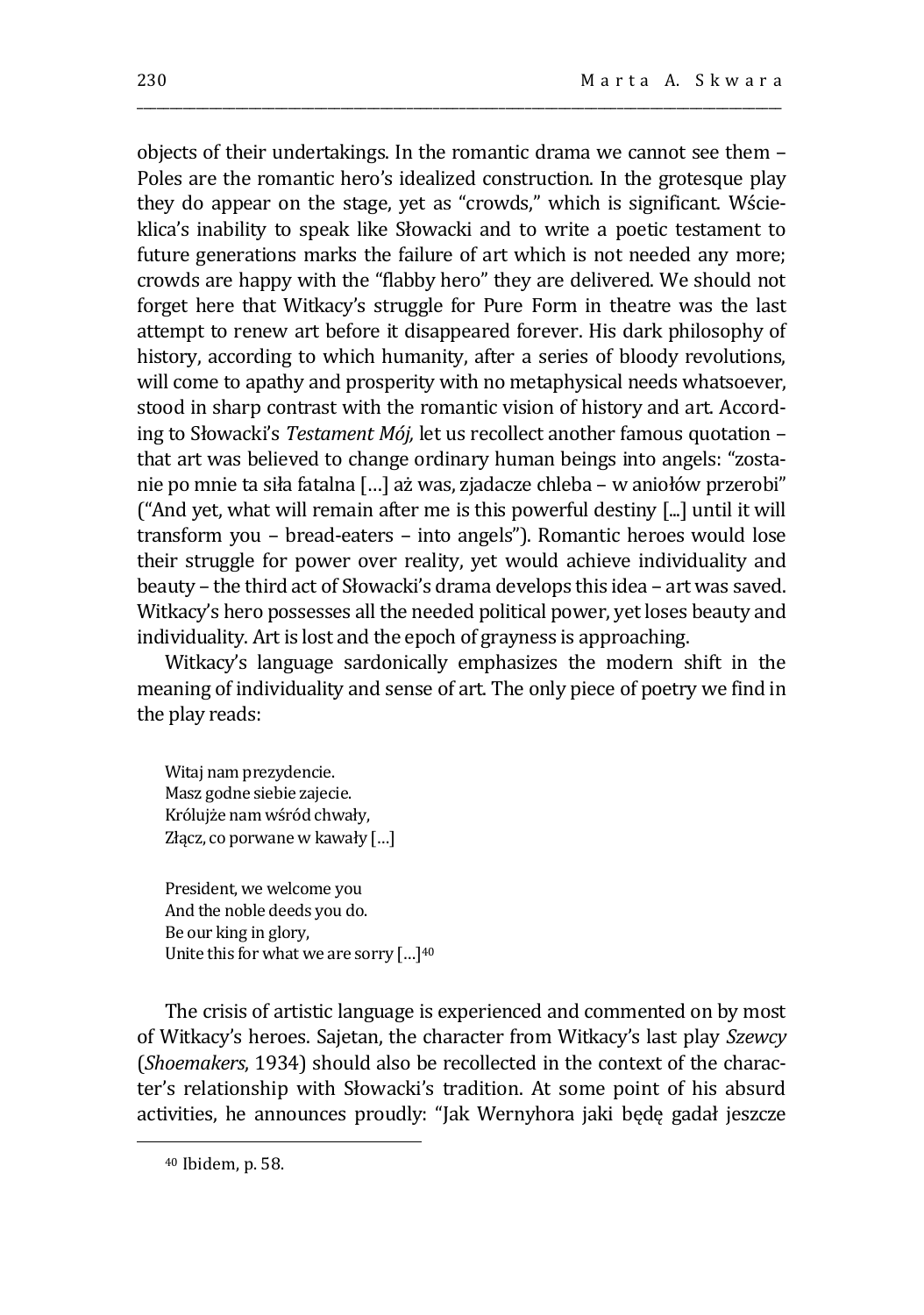objects of their undertakings. In the romantic drama we cannot see them – Poles are the romantic hero's idealized construction. In the grotesque play they do appear on the stage, yet as "crowds," which is significant. Wścieklica's inability to speak like Słowacki and to write a poetic testament to future generations marks the failure of art which is not needed any more; crowds are happy with the "flabby hero" they are delivered. We should not forget here that Witkacy's struggle for Pure Form in theatre was the last attempt to renew art before it disappeared forever. His dark philosophy of history, according to which humanity, after a series of bloody revolutions, will come to apathy and prosperity with no metaphysical needs whatsoever, stood in sharp contrast with the romantic vision of history and art. According to Słowacki's *Testament Mój,* let us recollect another famous quotation – that art was believed to change ordinary human beings into angels: "zostanie po mnie ta siła fatalna […] aż was, zjadacze chleba – w aniołów przerobi" ("And yet, what will remain after me is this powerful destiny [...] until it will transform you – bread-eaters – into angels"). Romantic heroes would lose their struggle for power over reality, yet would achieve individuality and beauty – the third act of Słowacki's drama develops this idea – art was saved. Witkacy's hero possesses all the needed political power, yet loses beauty and individuality. Art is lost and the epoch of grayness is approaching.

Witkacy's language sardonically emphasizes the modern shift in the meaning of individuality and sense of art. The only piece of poetry we find in the play reads:

> Witaj nam prezydencie.
> Masz godne siebie zajecie.
> Królujże nam wśród chwały,
> Złącz, co porwane w kawały […]
>
> President, we welcome you
> And the noble deeds you do.
> Be our king in glory,
> Unite this for what we are sorry […][40]

The crisis of artistic language is experienced and commented on by most of Witkacy's heroes. Sajetan, the character from Witkacy's last play *Szewcy* (*Shoemakers*, 1934) should also be recollected in the context of the character's relationship with Słowacki's tradition. At some point of his absurd activities, he announces proudly: "Jak Wernyhora jaki będę gadał jeszcze

---

[40] Ibidem, p. 58.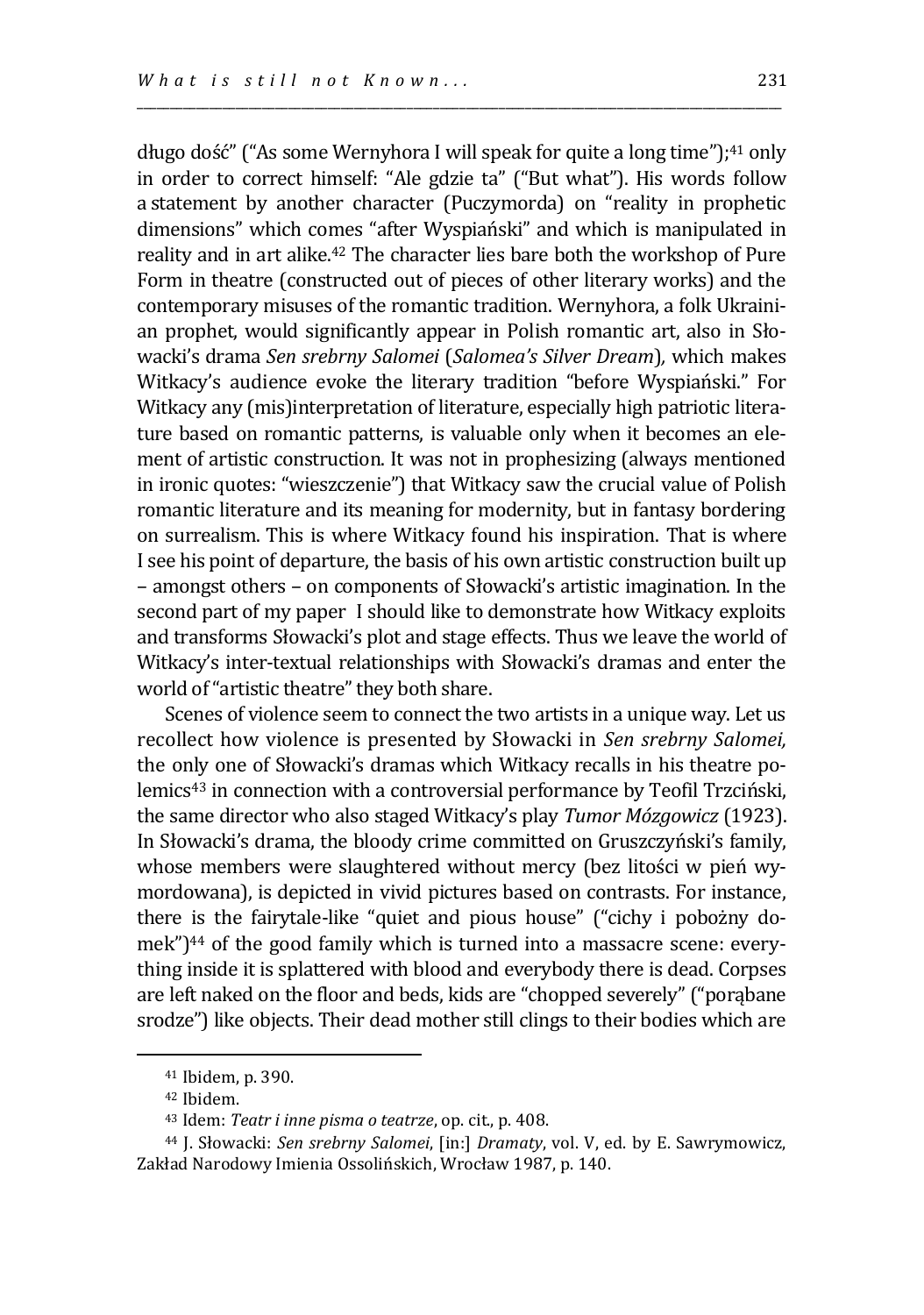długo dość" ("As some Wernyhora I will speak for quite a long time");[41] only in order to correct himself: "Ale gdzie ta" ("But what"). His words follow a statement by another character (Puczymorda) on "reality in prophetic dimensions" which comes "after Wyspiański" and which is manipulated in reality and in art alike.[42] The character lies bare both the workshop of Pure Form in theatre (constructed out of pieces of other literary works) and the contemporary misuses of the romantic tradition. Wernyhora, a folk Ukrainian prophet, would significantly appear in Polish romantic art, also in Słowacki's drama *Sen srebrny Salomei* (*Salomea's Silver Dream*), which makes Witkacy's audience evoke the literary tradition "before Wyspiański." For Witkacy any (mis)interpretation of literature, especially high patriotic literature based on romantic patterns, is valuable only when it becomes an element of artistic construction. It was not in prophesizing (always mentioned in ironic quotes: "wieszczenie") that Witkacy saw the crucial value of Polish romantic literature and its meaning for modernity, but in fantasy bordering on surrealism. This is where Witkacy found his inspiration. That is where I see his point of departure, the basis of his own artistic construction built up – amongst others – on components of Słowacki's artistic imagination. In the second part of my paper I should like to demonstrate how Witkacy exploits and transforms Słowacki's plot and stage effects. Thus we leave the world of Witkacy's inter-textual relationships with Słowacki's dramas and enter the world of "artistic theatre" they both share.

Scenes of violence seem to connect the two artists in a unique way. Let us recollect how violence is presented by Słowacki in *Sen srebrny Salomei,* the only one of Słowacki's dramas which Witkacy recalls in his theatre polemics[43] in connection with a controversial performance by Teofil Trzciński, the same director who also staged Witkacy's play *Tumor Mózgowicz* (1923). In Słowacki's drama, the bloody crime committed on Gruszczyński's family, whose members were slaughtered without mercy (bez litości w pień wymordowana), is depicted in vivid pictures based on contrasts. For instance, there is the fairytale-like "quiet and pious house" ("cichy i pobożny domek")[44] of the good family which is turned into a massacre scene: everything inside it is splattered with blood and everybody there is dead. Corpses are left naked on the floor and beds, kids are "chopped severely" ("porąbane srodze") like objects. Their dead mother still clings to their bodies which are

---

[41] Ibidem, p. 390.

[42] Ibidem.

[43] Idem: *Teatr i inne pisma o teatrze*, op. cit., p. 408.

[44] J. Słowacki: *Sen srebrny Salomei*, [in:] *Dramaty*, vol. V, ed. by E. Sawrymowicz, Zakład Narodowy Imienia Ossolińskich, Wrocław 1987, p. 140.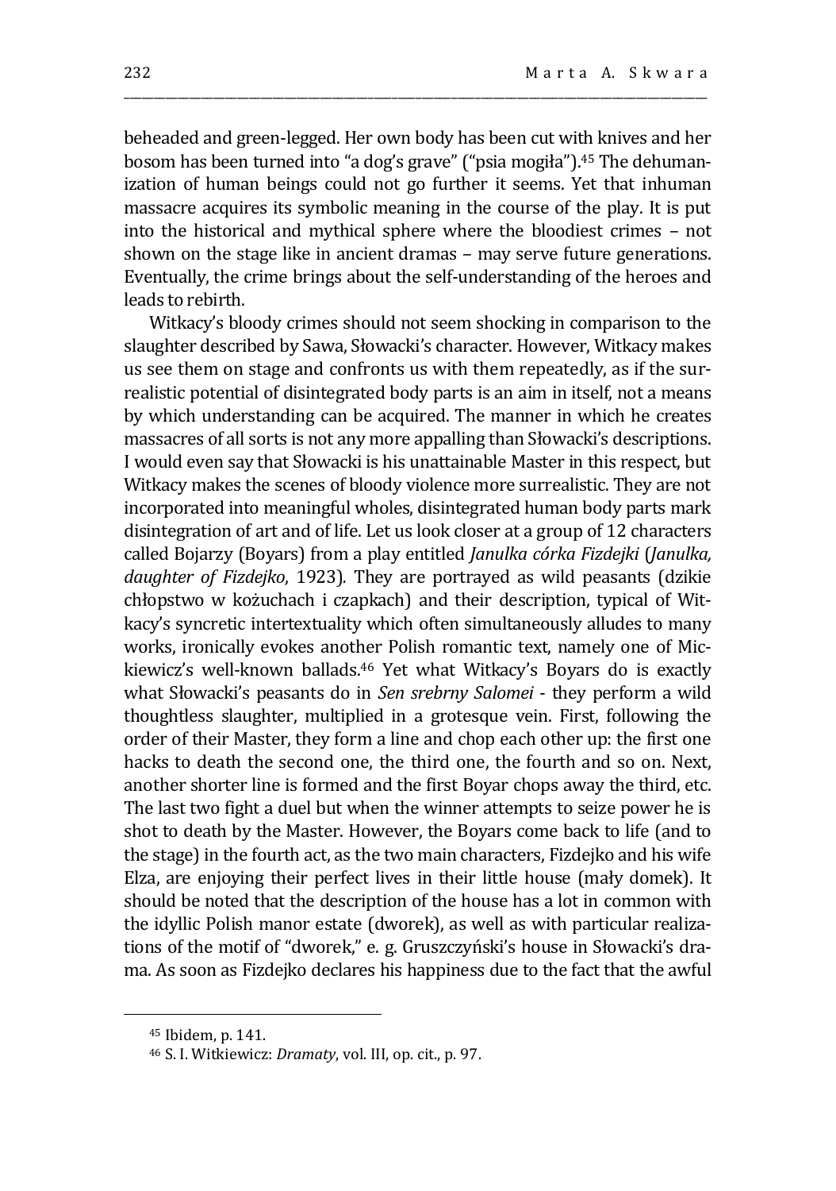beheaded and green-legged. Her own body has been cut with knives and her bosom has been turned into "a dog's grave" ("psia mogiła").[45] The dehumanization of human beings could not go further it seems. Yet that inhuman massacre acquires its symbolic meaning in the course of the play. It is put into the historical and mythical sphere where the bloodiest crimes – not shown on the stage like in ancient dramas – may serve future generations. Eventually, the crime brings about the self-understanding of the heroes and leads to rebirth.

Witkacy's bloody crimes should not seem shocking in comparison to the slaughter described by Sawa, Słowacki's character. However, Witkacy makes us see them on stage and confronts us with them repeatedly, as if the surrealistic potential of disintegrated body parts is an aim in itself, not a means by which understanding can be acquired. The manner in which he creates massacres of all sorts is not any more appalling than Słowacki's descriptions. I would even say that Słowacki is his unattainable Master in this respect, but Witkacy makes the scenes of bloody violence more surrealistic. They are not incorporated into meaningful wholes, disintegrated human body parts mark disintegration of art and of life. Let us look closer at a group of 12 characters called Bojarzy (Boyars) from a play entitled *Janulka córka Fizdejki* (*Janulka, daughter of Fizdejko*, 1923). They are portrayed as wild peasants (dzikie chłopstwo w kożuchach i czapkach) and their description, typical of Witkacy's syncretic intertextuality which often simultaneously alludes to many works, ironically evokes another Polish romantic text, namely one of Mickiewicz's well-known ballads.[46] Yet what Witkacy's Boyars do is exactly what Słowacki's peasants do in *Sen srebrny Salomei* - they perform a wild thoughtless slaughter, multiplied in a grotesque vein. First, following the order of their Master, they form a line and chop each other up: the first one hacks to death the second one, the third one, the fourth and so on. Next, another shorter line is formed and the first Boyar chops away the third, etc. The last two fight a duel but when the winner attempts to seize power he is shot to death by the Master. However, the Boyars come back to life (and to the stage) in the fourth act, as the two main characters, Fizdejko and his wife Elza, are enjoying their perfect lives in their little house (mały domek). It should be noted that the description of the house has a lot in common with the idyllic Polish manor estate (dworek), as well as with particular realizations of the motif of "dworek," e. g. Gruszczyński's house in Słowacki's drama. As soon as Fizdejko declares his happiness due to the fact that the awful

---

[45] Ibidem, p. 141.

[46] S. I. Witkiewicz: *Dramaty*, vol. III, op. cit., p. 97.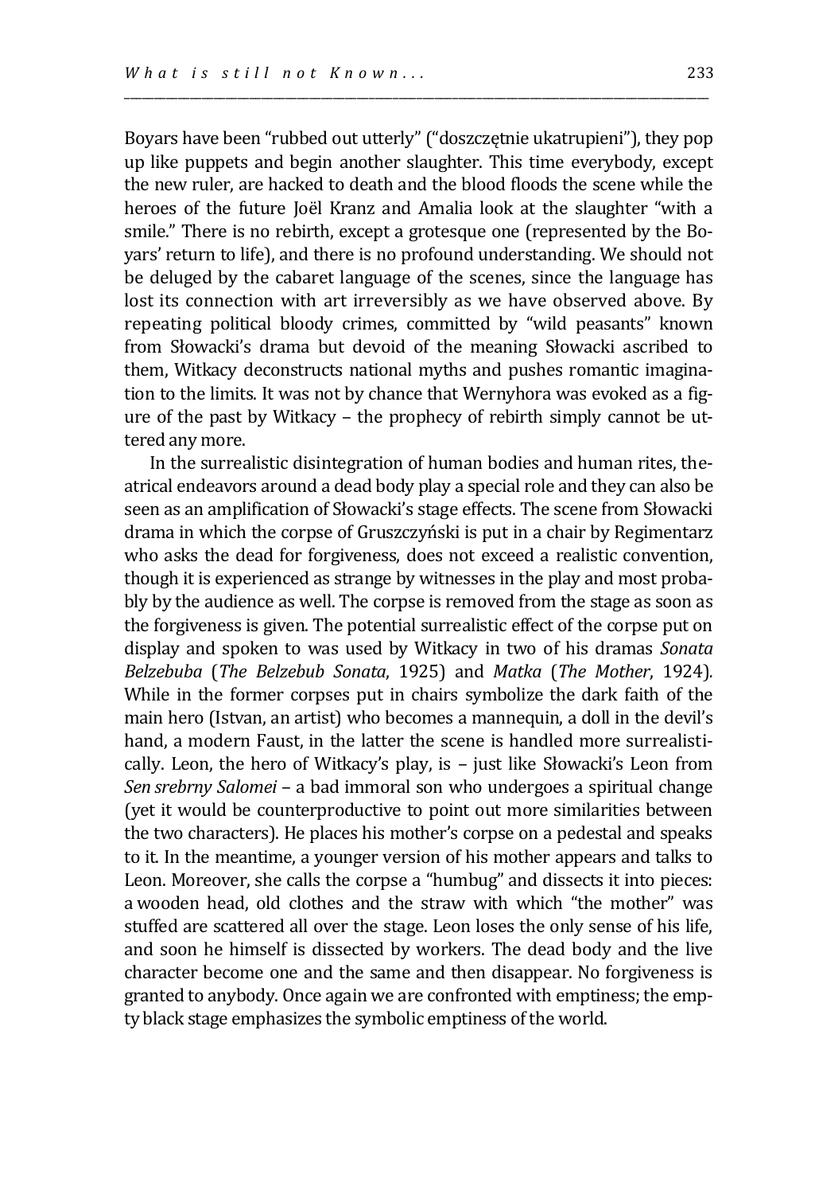Boyars have been "rubbed out utterly" ("doszczętnie ukatrupieni"), they pop up like puppets and begin another slaughter. This time everybody, except the new ruler, are hacked to death and the blood floods the scene while the heroes of the future Joël Kranz and Amalia look at the slaughter "with a smile." There is no rebirth, except a grotesque one (represented by the Boyars' return to life), and there is no profound understanding. We should not be deluged by the cabaret language of the scenes, since the language has lost its connection with art irreversibly as we have observed above. By repeating political bloody crimes, committed by "wild peasants" known from Słowacki's drama but devoid of the meaning Słowacki ascribed to them, Witkacy deconstructs national myths and pushes romantic imagination to the limits. It was not by chance that Wernyhora was evoked as a figure of the past by Witkacy – the prophecy of rebirth simply cannot be uttered any more.

In the surrealistic disintegration of human bodies and human rites, theatrical endeavors around a dead body play a special role and they can also be seen as an amplification of Słowacki's stage effects. The scene from Słowacki drama in which the corpse of Gruszczyński is put in a chair by Regimentarz who asks the dead for forgiveness, does not exceed a realistic convention, though it is experienced as strange by witnesses in the play and most probably by the audience as well. The corpse is removed from the stage as soon as the forgiveness is given. The potential surrealistic effect of the corpse put on display and spoken to was used by Witkacy in two of his dramas *Sonata Belzebuba* (*The Belzebub Sonata*, 1925) and *Matka* (*The Mother*, 1924). While in the former corpses put in chairs symbolize the dark faith of the main hero (Istvan, an artist) who becomes a mannequin, a doll in the devil's hand, a modern Faust, in the latter the scene is handled more surrealistically. Leon, the hero of Witkacy's play, is – just like Słowacki's Leon from *Sen srebrny Salomei* – a bad immoral son who undergoes a spiritual change (yet it would be counterproductive to point out more similarities between the two characters). He places his mother's corpse on a pedestal and speaks to it. In the meantime, a younger version of his mother appears and talks to Leon. Moreover, she calls the corpse a "humbug" and dissects it into pieces: a wooden head, old clothes and the straw with which "the mother" was stuffed are scattered all over the stage. Leon loses the only sense of his life, and soon he himself is dissected by workers. The dead body and the live character become one and the same and then disappear. No forgiveness is granted to anybody. Once again we are confronted with emptiness; the empty black stage emphasizes the symbolic emptiness of the world.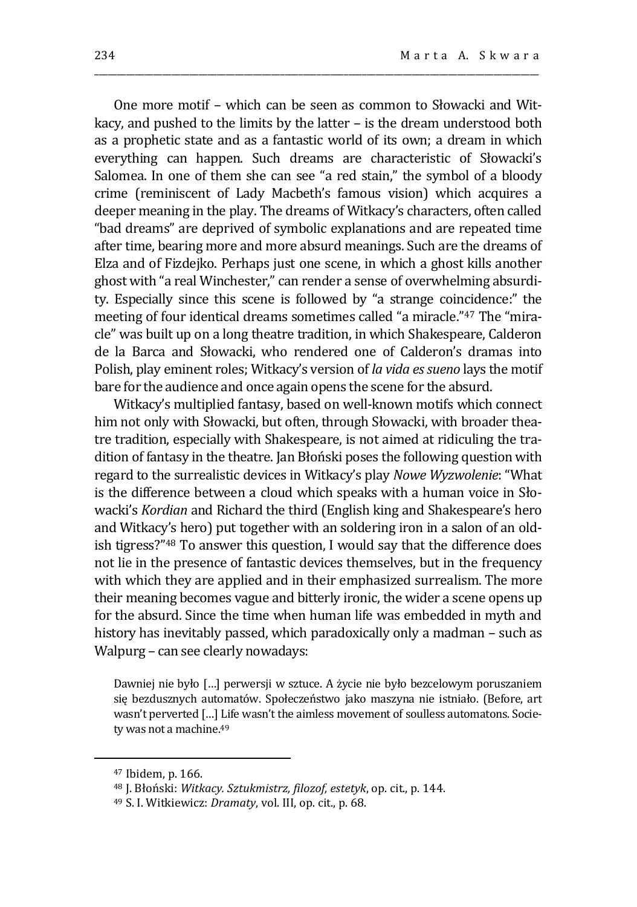One more motif – which can be seen as common to Słowacki and Witkacy, and pushed to the limits by the latter – is the dream understood both as a prophetic state and as a fantastic world of its own; a dream in which everything can happen. Such dreams are characteristic of Słowacki's Salomea. In one of them she can see "a red stain," the symbol of a bloody crime (reminiscent of Lady Macbeth's famous vision) which acquires a deeper meaning in the play. The dreams of Witkacy's characters, often called "bad dreams" are deprived of symbolic explanations and are repeated time after time, bearing more and more absurd meanings. Such are the dreams of Elza and of Fizdejko. Perhaps just one scene, in which a ghost kills another ghost with "a real Winchester," can render a sense of overwhelming absurdity. Especially since this scene is followed by "a strange coincidence:" the meeting of four identical dreams sometimes called "a miracle."[47] The "miracle" was built up on a long theatre tradition, in which Shakespeare, Calderon de la Barca and Słowacki, who rendered one of Calderon's dramas into Polish, play eminent roles; Witkacy's version of *la vida es sueno* lays the motif bare for the audience and once again opens the scene for the absurd.

Witkacy's multiplied fantasy, based on well-known motifs which connect him not only with Słowacki, but often, through Słowacki, with broader theatre tradition, especially with Shakespeare, is not aimed at ridiculing the tradition of fantasy in the theatre. Jan Błoński poses the following question with regard to the surrealistic devices in Witkacy's play *Nowe Wyzwolenie*: "What is the difference between a cloud which speaks with a human voice in Słowacki's *Kordian* and Richard the third (English king and Shakespeare's hero and Witkacy's hero) put together with an soldering iron in a salon of an oldish tigress?"[48] To answer this question, I would say that the difference does not lie in the presence of fantastic devices themselves, but in the frequency with which they are applied and in their emphasized surrealism. The more their meaning becomes vague and bitterly ironic, the wider a scene opens up for the absurd. Since the time when human life was embedded in myth and history has inevitably passed, which paradoxically only a madman – such as Walpurg – can see clearly nowadays:

> Dawniej nie było […] perwersji w sztuce. A życie nie było bezcelowym poruszaniem się bezdusznych automatów. Społeczeństwo jako maszyna nie istniało. (Before, art wasn't perverted […] Life wasn't the aimless movement of soulless automatons. Society was not a machine.[49]

---

[47] Ibidem, p. 166.

[48] J. Błoński: *Witkacy. Sztukmistrz, filozof, estetyk*, op. cit., p. 144.

[49] S. I. Witkiewicz: *Dramaty*, vol. III, op. cit., p. 68.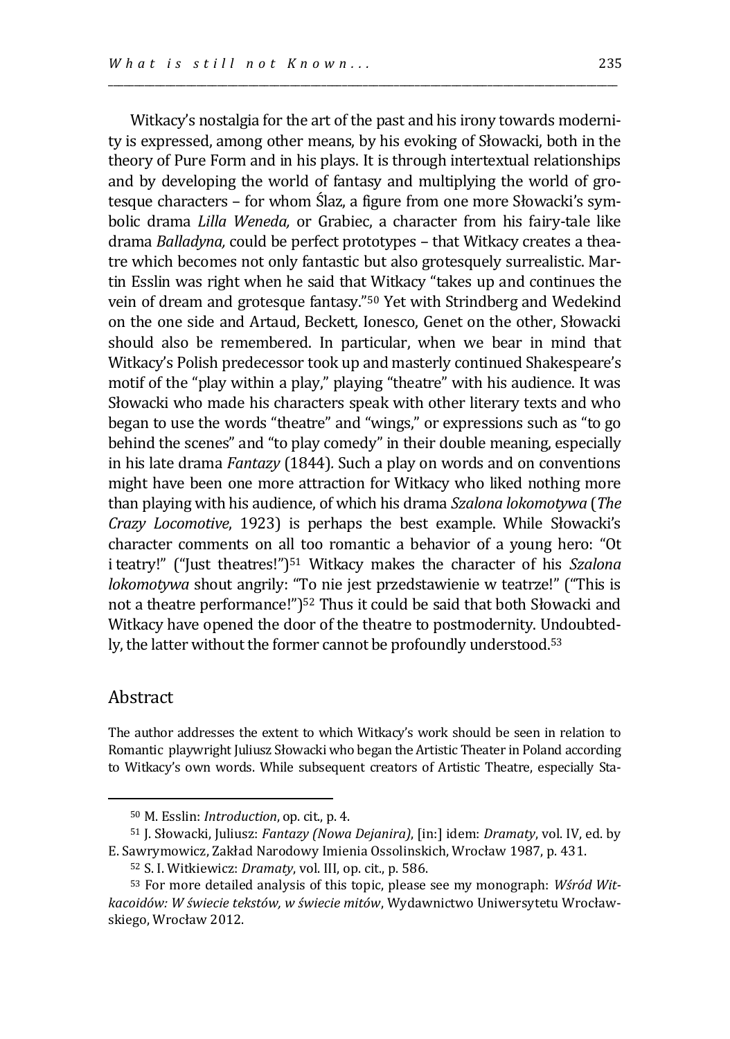Witkacy's nostalgia for the art of the past and his irony towards modernity is expressed, among other means, by his evoking of Słowacki, both in the theory of Pure Form and in his plays. It is through intertextual relationships and by developing the world of fantasy and multiplying the world of grotesque characters – for whom Ślaz, a figure from one more Słowacki's symbolic drama *Lilla Weneda,* or Grabiec, a character from his fairy-tale like drama *Balladyna,* could be perfect prototypes – that Witkacy creates a theatre which becomes not only fantastic but also grotesquely surrealistic. Martin Esslin was right when he said that Witkacy "takes up and continues the vein of dream and grotesque fantasy."[50] Yet with Strindberg and Wedekind on the one side and Artaud, Beckett, Ionesco, Genet on the other, Słowacki should also be remembered. In particular, when we bear in mind that Witkacy's Polish predecessor took up and masterly continued Shakespeare's motif of the "play within a play," playing "theatre" with his audience. It was Słowacki who made his characters speak with other literary texts and who began to use the words "theatre" and "wings," or expressions such as "to go behind the scenes" and "to play comedy" in their double meaning, especially in his late drama *Fantazy* (1844). Such a play on words and on conventions might have been one more attraction for Witkacy who liked nothing more than playing with his audience, of which his drama *Szalona lokomotywa* (*The Crazy Locomotive*, 1923) is perhaps the best example. While Słowacki's character comments on all too romantic a behavior of a young hero: "Ot i teatry!" ("Just theatres!")[51] Witkacy makes the character of his *Szalona lokomotywa* shout angrily: "To nie jest przedstawienie w teatrze!" ("This is not a theatre performance!")[52] Thus it could be said that both Słowacki and Witkacy have opened the door of the theatre to postmodernity. Undoubtedly, the latter without the former cannot be profoundly understood.[53]

## Abstract

The author addresses the extent to which Witkacy's work should be seen in relation to Romantic playwright Juliusz Słowacki who began the Artistic Theater in Poland according to Witkacy's own words. While subsequent creators of Artistic Theatre, especially Sta-

---

[50] M. Esslin: *Introduction*, op. cit., p. 4.

[51] J. Słowacki, Juliusz: *Fantazy (Nowa Dejanira)*, [in:] idem: *Dramaty*, vol. IV, ed. by E. Sawrymowicz, Zakład Narodowy Imienia Ossolinskich, Wrocław 1987, p. 431.

[52] S. I. Witkiewicz: *Dramaty*, vol. III, op. cit., p. 586.

[53] For more detailed analysis of this topic, please see my monograph: *Wśród Witkacoidów: W świecie tekstów, w świecie mitów*, Wydawnictwo Uniwersytetu Wrocławskiego, Wrocław 2012.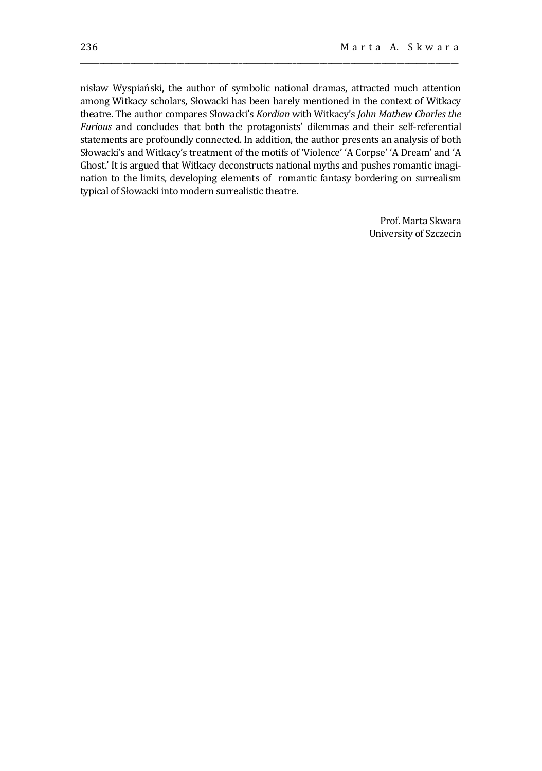nisław Wyspiański, the author of symbolic national dramas, attracted much attention among Witkacy scholars, Słowacki has been barely mentioned in the context of Witkacy theatre. The author compares Słowacki's *Kordian* with Witkacy's *John Mathew Charles the Furious* and concludes that both the protagonists' dilemmas and their self-referential statements are profoundly connected. In addition, the author presents an analysis of both Słowacki's and Witkacy's treatment of the motifs of 'Violence' 'A Corpse' 'A Dream' and 'A Ghost.' It is argued that Witkacy deconstructs national myths and pushes romantic imagination to the limits, developing elements of romantic fantasy bordering on surrealism typical of Słowacki into modern surrealistic theatre.

Prof. Marta Skwara
University of Szczecin